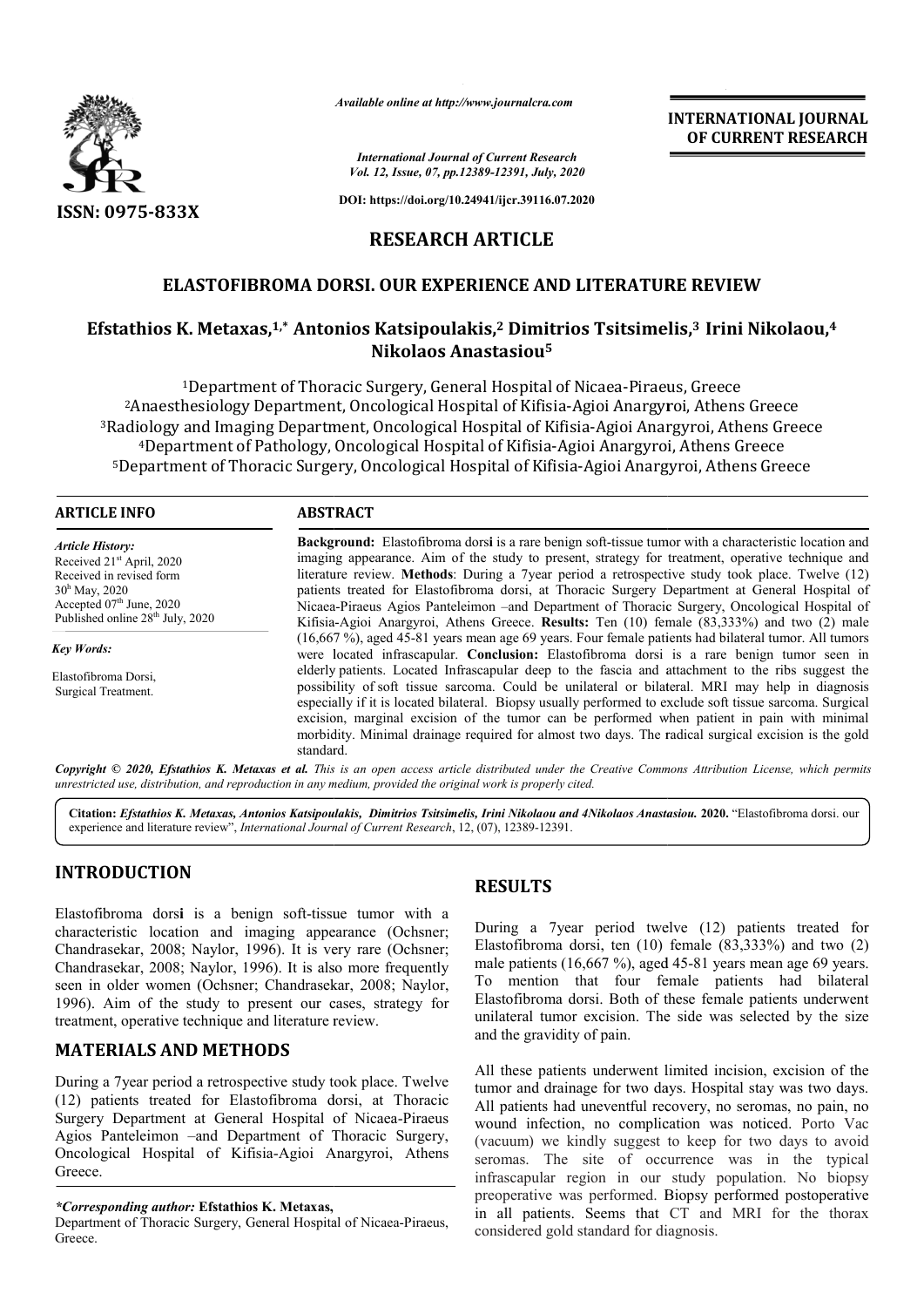# RESEARCH ARTICLE

# ELASTOFIBROMA DORSI. OUR EXPERIENCE AND LITERATURE REVIEW

**Efstathios K. Metaxas,[1,*] Antonios Katsipoulakis,[2] Dimitrios Tsitsimelis,[3] Irini Nikolaou,[4] Nikolaos Anastasiou[5]**

[1]Department of Thoracic Surgery, General Hospital of Nicaea-Piraeus, Greece
[2]Anaesthesiology Department, Oncological Hospital of Kifisia-Agioi Anargyroi, Athens Greece
[3]Radiology and Imaging Department, Oncological Hospital of Kifisia-Agioi Anargyroi, Athens Greece
[4]Department of Pathology, Oncological Hospital of Kifisia-Agioi Anargyroi, Athens Greece
[5]Department of Thoracic Surgery, Oncological Hospital of Kifisia-Agioi Anargyroi, Athens Greece

## ARTICLE INFO

*Article History:*
Received 21st April, 2020
Received in revised form 30th May, 2020
Accepted 07th June, 2020
Published online 28th July, 2020

*Key Words:*
Elastofibroma Dorsi, Surgical Treatment.

## ABSTRACT

**Background:** Elastofibroma dorsi is a rare benign soft-tissue tumor with a characteristic location and imaging appearance. Aim of the study to present, strategy for treatment, operative technique and literature review. **Methods**: During a 7year period a retrospective study took place. Twelve (12) patients treated for Elastofibroma dorsi, at Thoracic Surgery Department at General Hospital of Nicaea-Piraeus Agios Panteleimon –and Department of Thoracic Surgery, Oncological Hospital of Kifisia-Agioi Anargyroi, Athens Greece. **Results:** Ten (10) female (83,333%) and two (2) male (16,667 %), aged 45-81 years mean age 69 years. Four female patients had bilateral tumor. All tumors were located infrascapular. **Conclusion:** Elastofibroma dorsi is a rare benign tumor seen in elderly patients. Located Infrascapular deep to the fascia and attachment to the ribs suggest the possibility of soft tissue sarcoma. Could be unilateral or bilateral. MRI may help in diagnosis especially if it is located bilateral. Biopsy usually performed to exclude soft tissue sarcoma. Surgical excision, marginal excision of the tumor can be performed when patient in pain with minimal morbidity. Minimal drainage required for almost two days. The radical surgical excision is the gold standard.

*Copyright © 2020, Efstathios K. Metaxas et al. This is an open access article distributed under the Creative Commons Attribution License, which permits unrestricted use, distribution, and reproduction in any medium, provided the original work is properly cited.*

**Citation:** *Efstathios K. Metaxas, Antonios Katsipoulakis, Dimitrios Tsitsimelis, Irini Nikolaou and 4Nikolaos Anastasiou.* **2020.** "Elastofibroma dorsi. our experience and literature review", *International Journal of Current Research*, 12, (07), 12389-12391.

## INTRODUCTION

Elastofibroma dors**i** is a benign soft-tissue tumor with a characteristic location and imaging appearance (Ochsner; Chandrasekar, 2008; Naylor, 1996). It is very rare (Ochsner; Chandrasekar, 2008; Naylor, 1996). It is also more frequently seen in older women (Ochsner; Chandrasekar, 2008; Naylor, 1996). Aim of the study to present our cases, strategy for treatment, operative technique and literature review.

## MATERIALS AND METHODS

During a 7year period a retrospective study took place. Twelve (12) patients treated for Elastofibroma dorsi, at Thoracic Surgery Department at General Hospital of Nicaea-Piraeus Agios Panteleimon –and Department of Thoracic Surgery, Oncological Hospital of Kifisia-Agioi Anargyroi, Athens Greece.

*\*Corresponding author:* **Efstathios K. Metaxas,**
Department of Thoracic Surgery, General Hospital of Nicaea-Piraeus, Greece.

## RESULTS

During a 7year period twelve (12) patients treated for Elastofibroma dorsi, ten (10) female (83,333%) and two (2) male patients (16,667 %), aged 45-81 years mean age 69 years. To mention that four female patients had bilateral Elastofibroma dorsi. Both of these female patients underwent unilateral tumor excision. The side was selected by the size and the gravidity of pain.

All these patients underwent limited incision, excision of the tumor and drainage for two days. Hospital stay was two days. All patients had uneventful recovery, no seromas, no pain, no wound infection, no complication was noticed. Porto Vac (vacuum) we kindly suggest to keep for two days to avoid seromas. The site of occurrence was in the typical infrascapular region in our study population. No biopsy preoperative was performed. Biopsy performed postoperative in all patients. Seems that CT and MRI for the thorax considered gold standard for diagnosis.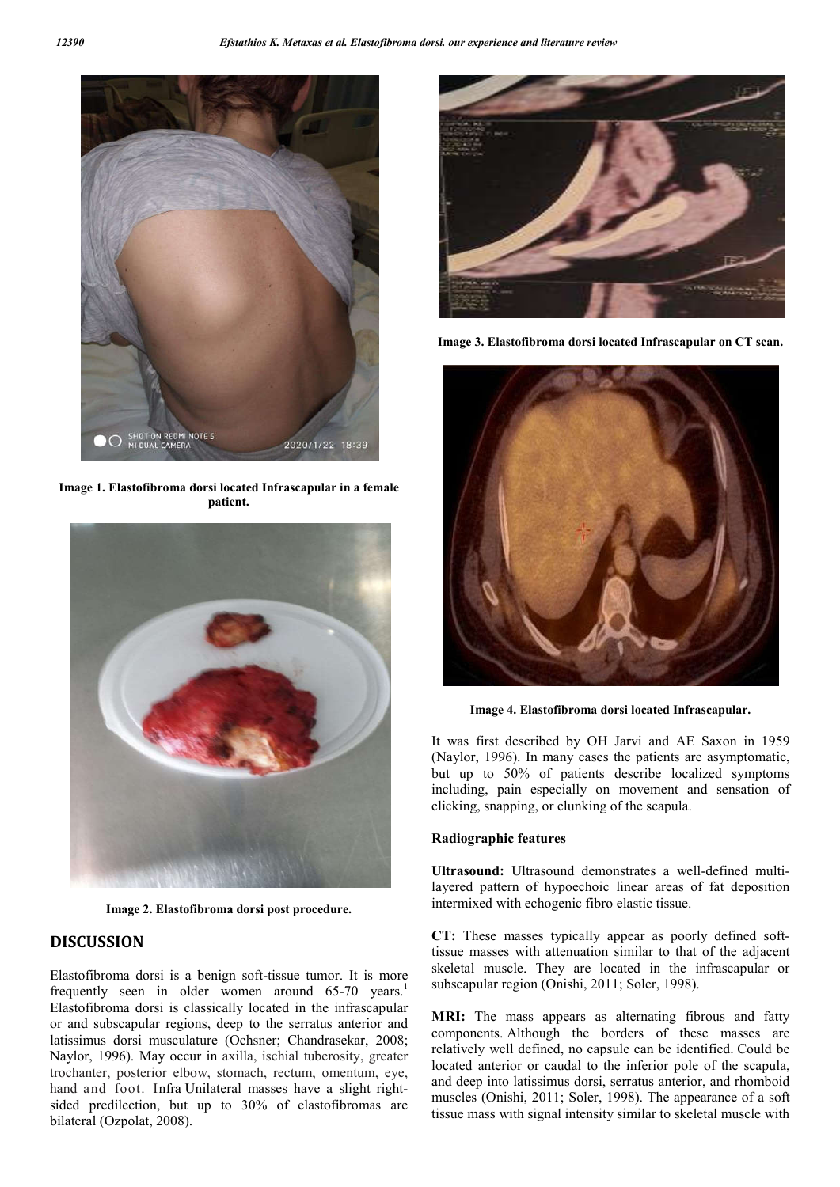Image 1. Elastofibroma dorsi located Infrascapular in a female patient.

Image 2. Elastofibroma dorsi post procedure.

## DISCUSSION

Elastofibroma dorsi is a benign soft-tissue tumor. It is more frequently seen in older women around 65-70 years.[1] Elastofibroma dorsi is classically located in the infrascapular or and subscapular regions, deep to the serratus anterior and latissimus dorsi musculature (Ochsner; Chandrasekar, 2008; Naylor, 1996). May occur in axilla, ischial tuberosity, greater trochanter, posterior elbow, stomach, rectum, omentum, eye, hand and foot. Infra Unilateral masses have a slight right-sided predilection, but up to 30% of elastofibromas are bilateral (Ozpolat, 2008).

Image 3. Elastofibroma dorsi located Infrascapular on CT scan.

Image 4. Elastofibroma dorsi located Infrascapular.

It was first described by OH Jarvi and AE Saxon in 1959 (Naylor, 1996). In many cases the patients are asymptomatic, but up to 50% of patients describe localized symptoms including, pain especially on movement and sensation of clicking, snapping, or clunking of the scapula.

### Radiographic features

**Ultrasound:** Ultrasound demonstrates a well-defined multi-layered pattern of hypoechoic linear areas of fat deposition intermixed with echogenic fibro elastic tissue.

**CT:** These masses typically appear as poorly defined soft-tissue masses with attenuation similar to that of the adjacent skeletal muscle. They are located in the infrascapular or subscapular region (Onishi, 2011; Soler, 1998).

**MRI:** The mass appears as alternating fibrous and fatty components. Although the borders of these masses are relatively well defined, no capsule can be identified. Could be located anterior or caudal to the inferior pole of the scapula, and deep into latissimus dorsi, serratus anterior, and rhomboid muscles (Onishi, 2011; Soler, 1998). The appearance of a soft tissue mass with signal intensity similar to skeletal muscle with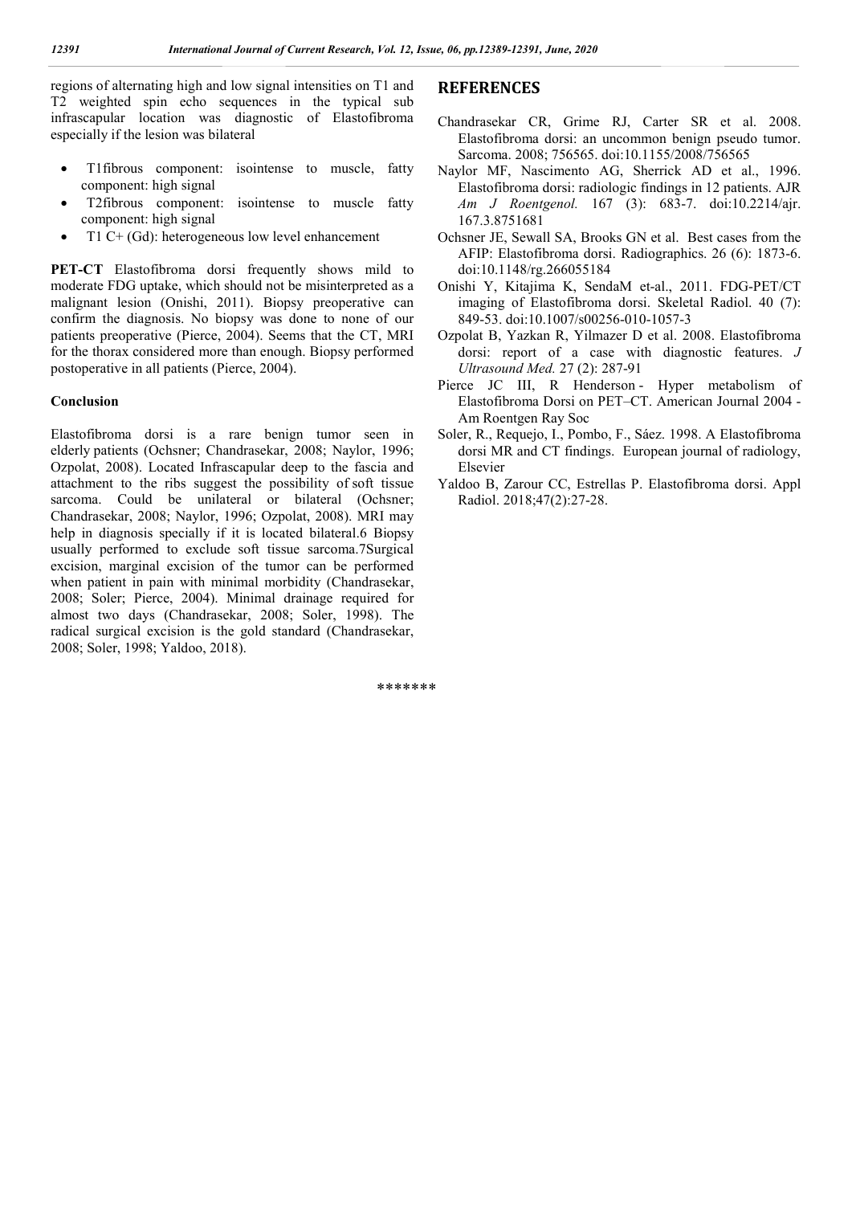regions of alternating high and low signal intensities on T1 and T2 weighted spin echo sequences in the typical sub infrascapular location was diagnostic of Elastofibroma especially if the lesion was bilateral

- T1fibrous component: isointense to muscle, fatty component: high signal
- T2fibrous component: isointense to muscle fatty component: high signal
- T1 C+ (Gd): heterogeneous low level enhancement

**PET-CT** Elastofibroma dorsi frequently shows mild to moderate FDG uptake, which should not be misinterpreted as a malignant lesion (Onishi, 2011). Biopsy preoperative can confirm the diagnosis. No biopsy was done to none of our patients preoperative (Pierce, 2004). Seems that the CT, MRI for the thorax considered more than enough. Biopsy performed postoperative in all patients (Pierce, 2004).

### Conclusion

Elastofibroma dorsi is a rare benign tumor seen in elderly patients (Ochsner; Chandrasekar, 2008; Naylor, 1996; Ozpolat, 2008). Located Infrascapular deep to the fascia and attachment to the ribs suggest the possibility of soft tissue sarcoma. Could be unilateral or bilateral (Ochsner; Chandrasekar, 2008; Naylor, 1996; Ozpolat, 2008). MRI may help in diagnosis specially if it is located bilateral.6 Biopsy usually performed to exclude soft tissue sarcoma.7Surgical excision, marginal excision of the tumor can be performed when patient in pain with minimal morbidity (Chandrasekar, 2008; Soler; Pierce, 2004). Minimal drainage required for almost two days (Chandrasekar, 2008; Soler, 1998). The radical surgical excision is the gold standard (Chandrasekar, 2008; Soler, 1998; Yaldoo, 2018).

## REFERENCES

Chandrasekar CR, Grime RJ, Carter SR et al. 2008. Elastofibroma dorsi: an uncommon benign pseudo tumor. Sarcoma. 2008; 756565. doi:10.1155/2008/756565

Naylor MF, Nascimento AG, Sherrick AD et al., 1996. Elastofibroma dorsi: radiologic findings in 12 patients. AJR *Am J Roentgenol.* 167 (3): 683-7. doi:10.2214/ajr.167.3.8751681

Ochsner JE, Sewall SA, Brooks GN et al. Best cases from the AFIP: Elastofibroma dorsi. Radiographics. 26 (6): 1873-6. doi:10.1148/rg.266055184

Onishi Y, Kitajima K, SendaM et-al., 2011. FDG-PET/CT imaging of Elastofibroma dorsi. Skeletal Radiol. 40 (7): 849-53. doi:10.1007/s00256-010-1057-3

Ozpolat B, Yazkan R, Yilmazer D et al. 2008. Elastofibroma dorsi: report of a case with diagnostic features. *J Ultrasound Med.* 27 (2): 287-91

Pierce JC III, R Henderson - Hyper metabolism of Elastofibroma Dorsi on PET–CT. American Journal 2004 - Am Roentgen Ray Soc

Soler, R., Requejo, I., Pombo, F., Sáez. 1998. A Elastofibroma dorsi MR and CT findings. European journal of radiology, Elsevier

Yaldoo B, Zarour CC, Estrellas P. Elastofibroma dorsi. Appl Radiol. 2018;47(2):27-28.

\*\*\*\*\*\*\*